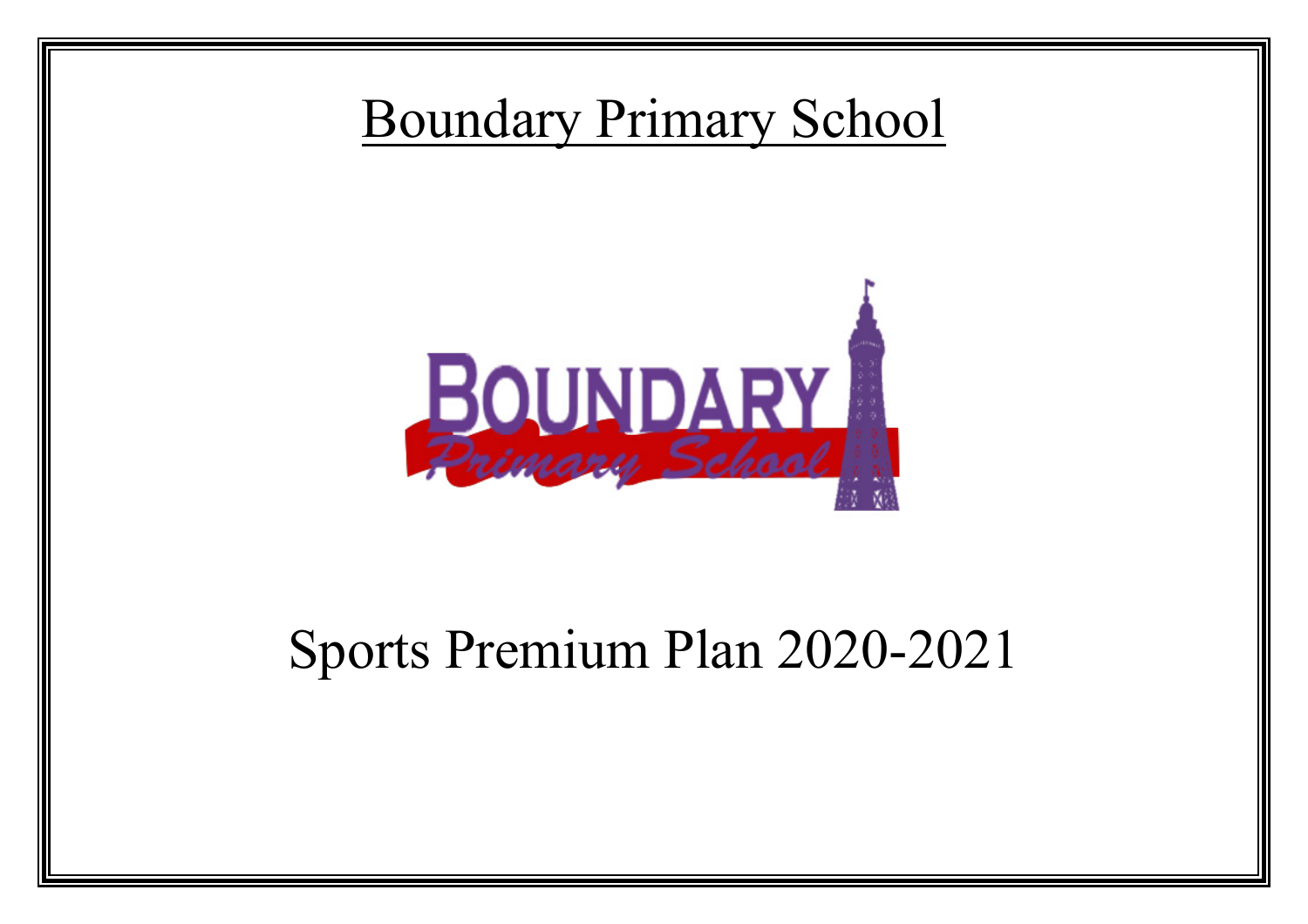# Boundary Primary School

Sports Premium Plan 2020-2021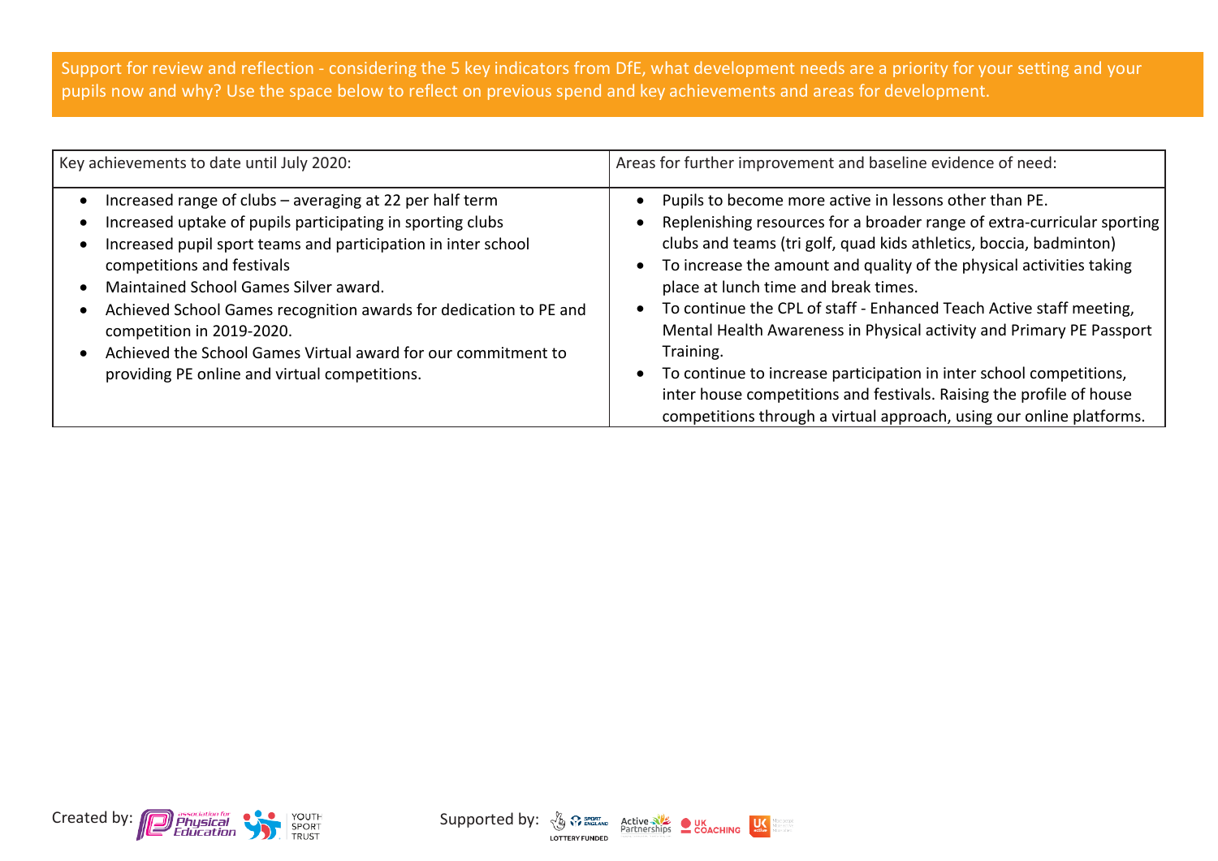Support for review and reflection - considering the 5 key indicators from DfE, what development needs are a priority for your setting and your pupils now and why? Use the space below to reflect on previous spend and key achievements and areas for development.

| Key achievements to date until July 2020: | Areas for further improvement and baseline evidence of need: |
| --- | --- |
| • Increased range of clubs – averaging at 22 per half term<br>• Increased uptake of pupils participating in sporting clubs<br>• Increased pupil sport teams and participation in inter school competitions and festivals<br>• Maintained School Games Silver award.<br>• Achieved School Games recognition awards for dedication to PE and competition in 2019-2020.<br>• Achieved the School Games Virtual award for our commitment to providing PE online and virtual competitions. | • Pupils to become more active in lessons other than PE.<br>• Replenishing resources for a broader range of extra-curricular sporting clubs and teams (tri golf, quad kids athletics, boccia, badminton)<br>• To increase the amount and quality of the physical activities taking place at lunch time and break times.<br>• To continue the CPL of staff - Enhanced Teach Active staff meeting, Mental Health Awareness in Physical activity and Primary PE Passport Training.<br>• To continue to increase participation in inter school competitions, inter house competitions and festivals. Raising the profile of house competitions through a virtual approach, using our online platforms. |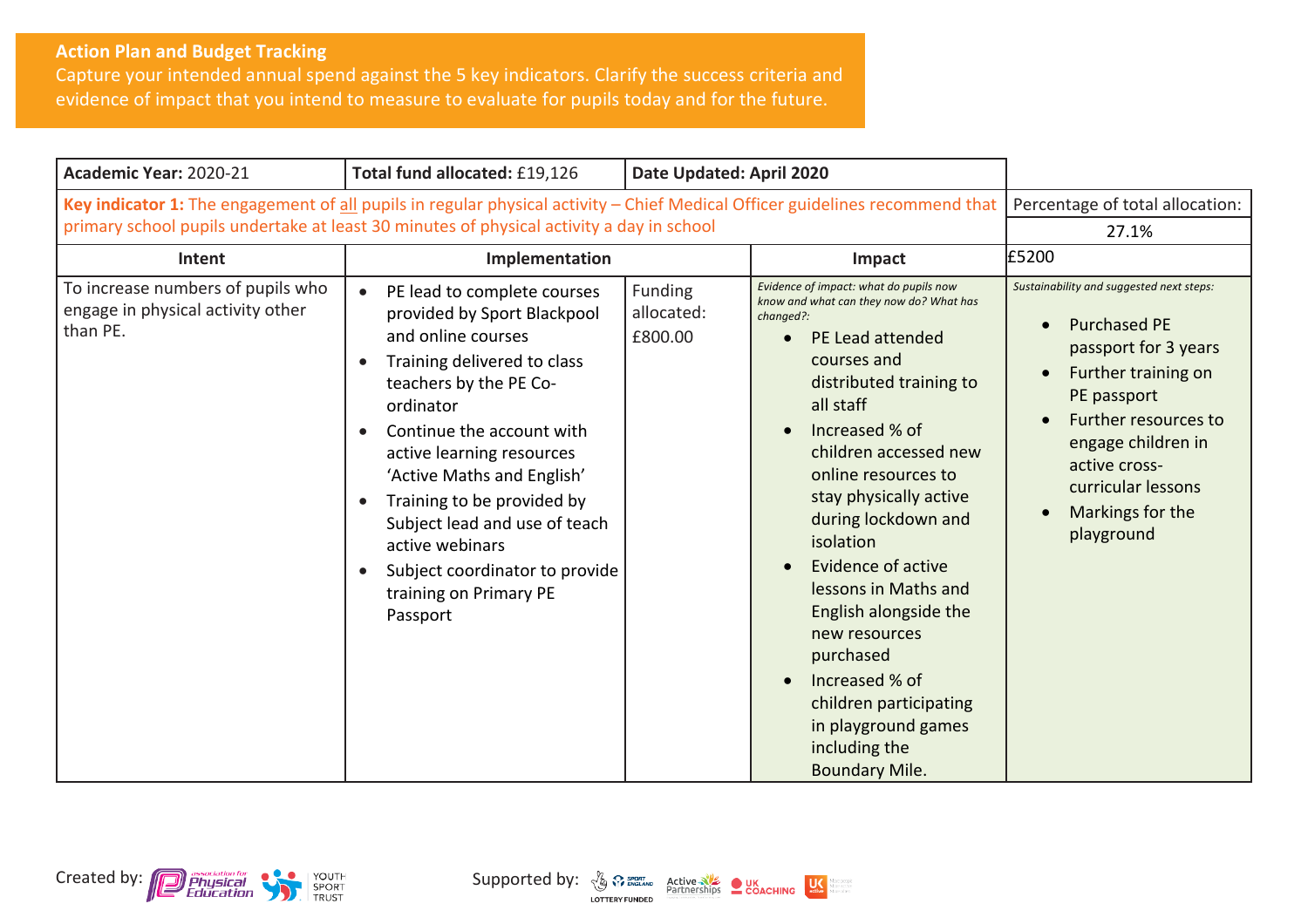**Action Plan and Budget Tracking**
Capture your intended annual spend against the 5 key indicators. Clarify the success criteria and evidence of impact that you intend to measure to evaluate for pupils today and for the future.

| **Academic Year:** 2020-21 | **Total fund allocated:** £19,126 | **Date Updated: April 2020** | | |
|---|---|---|---|---|
| **Key indicator 1:** The engagement of all pupils in regular physical activity – Chief Medical Officer guidelines recommend that primary school pupils undertake at least 30 minutes of physical activity a day in school | | | | Percentage of total allocation: 27.1% |
| **Intent** | **Implementation** | | **Impact** | £5200 |
| To increase numbers of pupils who engage in physical activity other than PE. | <ul><li>PE lead to complete courses provided by Sport Blackpool and online courses</li><li>Training delivered to class teachers by the PE Co-ordinator</li><li>Continue the account with active learning resources 'Active Maths and English'</li><li>Training to be provided by Subject lead and use of teach active webinars</li><li>Subject coordinator to provide training on Primary PE Passport</li></ul> | Funding allocated: £800.00 | *Evidence of impact: what do pupils now know and what can they now do? What has changed?:*<ul><li>PE Lead attended courses and distributed training to all staff</li><li>Increased % of children accessed new online resources to stay physically active during lockdown and isolation</li><li>Evidence of active lessons in Maths and English alongside the new resources purchased</li><li>Increased % of children participating in playground games including the Boundary Mile.</li></ul> | *Sustainability and suggested next steps:*<ul><li>Purchased PE passport for 3 years</li><li>Further training on PE passport</li><li>Further resources to engage children in active cross-curricular lessons</li><li>Markings for the playground</li></ul> |

Created by: Association for Physical Education, Youth Sport Trust

Supported by: Sport England (Lottery Funded), Active Partnerships, UK Coaching, UK Active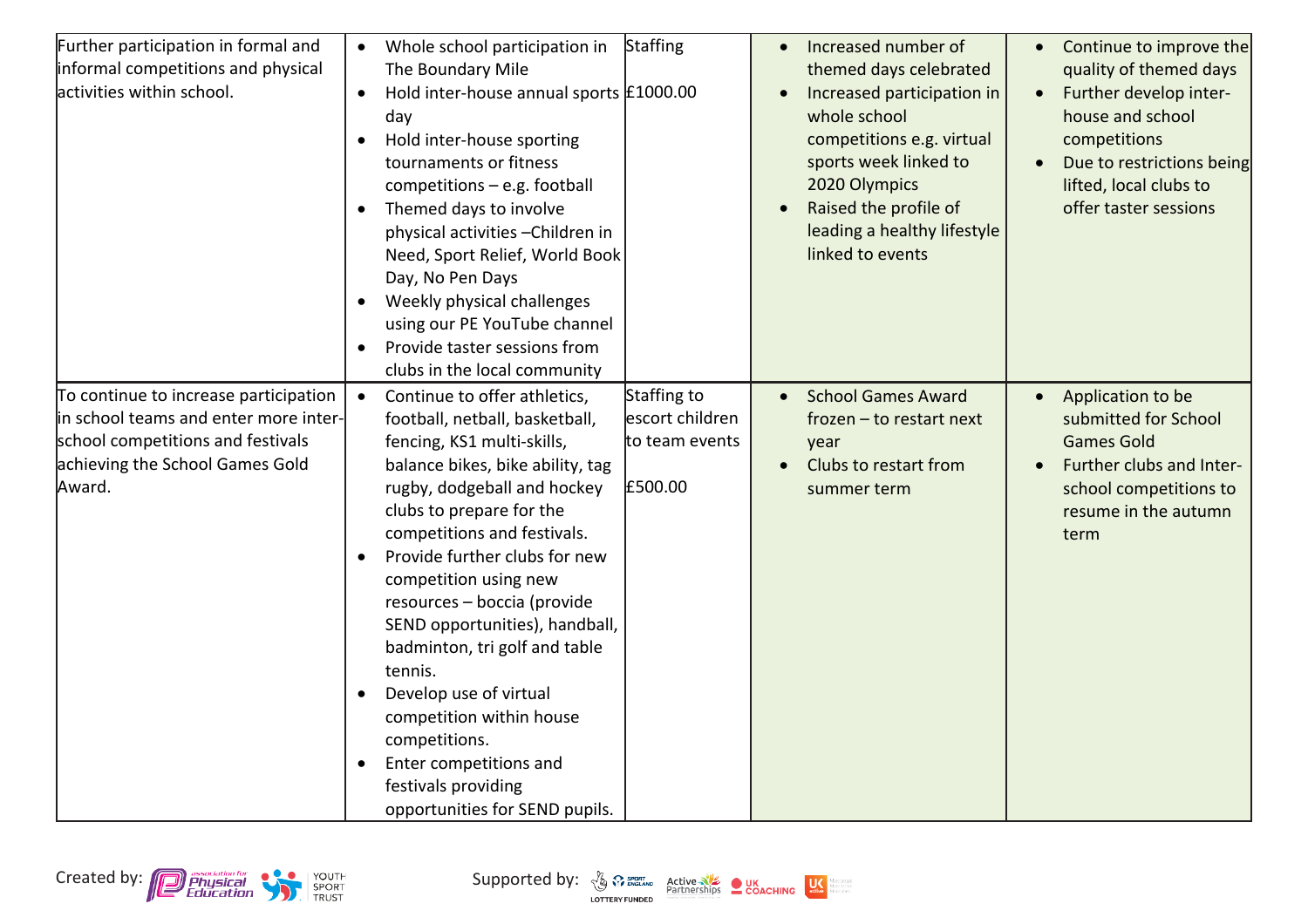| | | | | |
|---|---|---|---|---|
| Further participation in formal and informal competitions and physical activities within school. | • Whole school participation in The Boundary Mile<br>• Hold inter-house annual sports day<br>• Hold inter-house sporting tournaments or fitness competitions – e.g. football<br>• Themed days to involve physical activities –Children in Need, Sport Relief, World Book Day, No Pen Days<br>• Weekly physical challenges using our PE YouTube channel<br>• Provide taster sessions from clubs in the local community | Staffing<br><br>£1000.00 | • Increased number of themed days celebrated<br>• Increased participation in whole school competitions e.g. virtual sports week linked to 2020 Olympics<br>• Raised the profile of leading a healthy lifestyle linked to events | • Continue to improve the quality of themed days<br>• Further develop inter-house and school competitions<br>• Due to restrictions being lifted, local clubs to offer taster sessions |
| To continue to increase participation in school teams and enter more inter-school competitions and festivals achieving the School Games Gold Award. | • Continue to offer athletics, football, netball, basketball, fencing, KS1 multi-skills, balance bikes, bike ability, tag rugby, dodgeball and hockey clubs to prepare for the competitions and festivals.<br>• Provide further clubs for new competition using new resources – boccia (provide SEND opportunities), handball, badminton, tri golf and table tennis.<br>• Develop use of virtual competition within house competitions.<br>• Enter competitions and festivals providing opportunities for SEND pupils. | Staffing to escort children to team events<br><br>£500.00 | • School Games Award frozen – to restart next year<br>• Clubs to restart from summer term | • Application to be submitted for School Games Gold<br>• Further clubs and Inter-school competitions to resume in the autumn term |

Created by: Association for Physical Education, Youth Sport Trust

Supported by: Sport England, Active Partnerships, UK Coaching, UK Active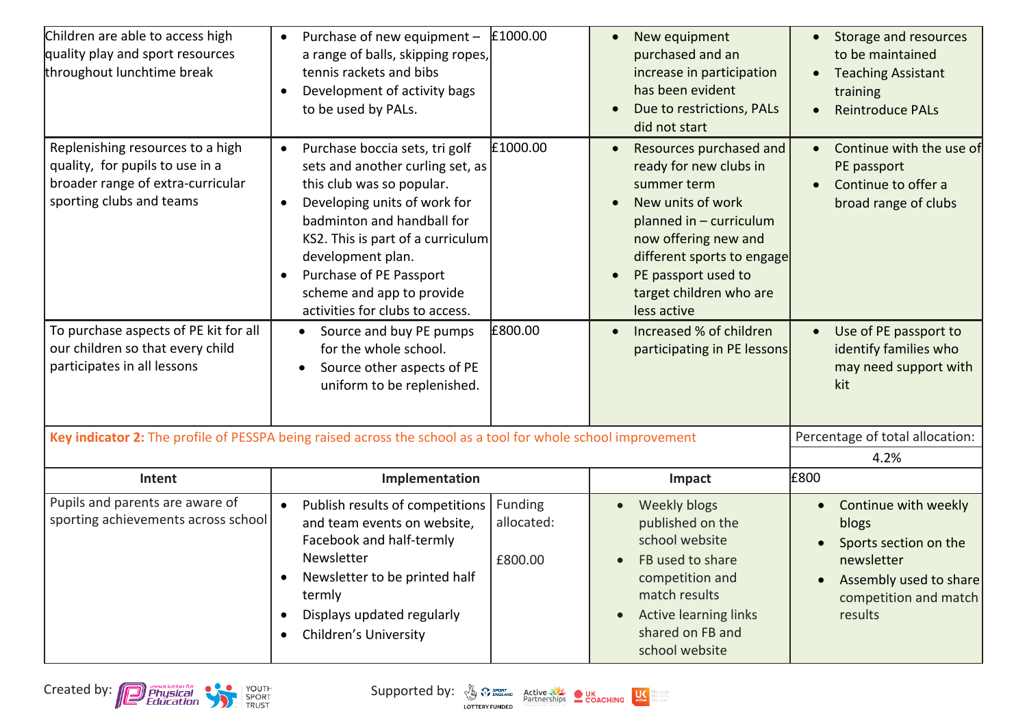| Children are able to access high quality play and sport resources throughout lunchtime break | • Purchase of new equipment – a range of balls, skipping ropes, tennis rackets and bibs<br>• Development of activity bags to be used by PALs. | £1000.00 | • New equipment purchased and an increase in participation has been evident<br>• Due to restrictions, PALs did not start | • Storage and resources to be maintained<br>• Teaching Assistant training<br>• Reintroduce PALs |
|---|---|---|---|---|
| Replenishing resources to a high quality, for pupils to use in a broader range of extra-curricular sporting clubs and teams | • Purchase boccia sets, tri golf sets and another curling set, as this club was so popular.<br>• Developing units of work for badminton and handball for KS2. This is part of a curriculum development plan.<br>• Purchase of PE Passport scheme and app to provide activities for clubs to access. | £1000.00 | • Resources purchased and ready for new clubs in summer term<br>• New units of work planned in – curriculum now offering new and different sports to engage<br>• PE passport used to target children who are less active | • Continue with the use of PE passport<br>• Continue to offer a broad range of clubs |
| To purchase aspects of PE kit for all our children so that every child participates in all lessons | • Source and buy PE pumps for the whole school.<br>• Source other aspects of PE uniform to be replenished. | £800.00 | • Increased % of children participating in PE lessons | • Use of PE passport to identify families who may need support with kit |

| **Key indicator 2:** The profile of PESSPA being raised across the school as a tool for whole school improvement | | | | Percentage of total allocation: |
|---|---|---|---|---|
| | | | | 4.2% |
| **Intent** | **Implementation** | | **Impact** | £800 |
| Pupils and parents are aware of sporting achievements across school | • Publish results of competitions and team events on website, Facebook and half-termly Newsletter<br>• Newsletter to be printed half termly<br>• Displays updated regularly<br>• Children's University | Funding allocated:<br><br>£800.00 | • Weekly blogs published on the school website<br>• FB used to share competition and match results<br>• Active learning links shared on FB and school website | • Continue with weekly blogs<br>• Sports section on the newsletter<br>• Assembly used to share competition and match results |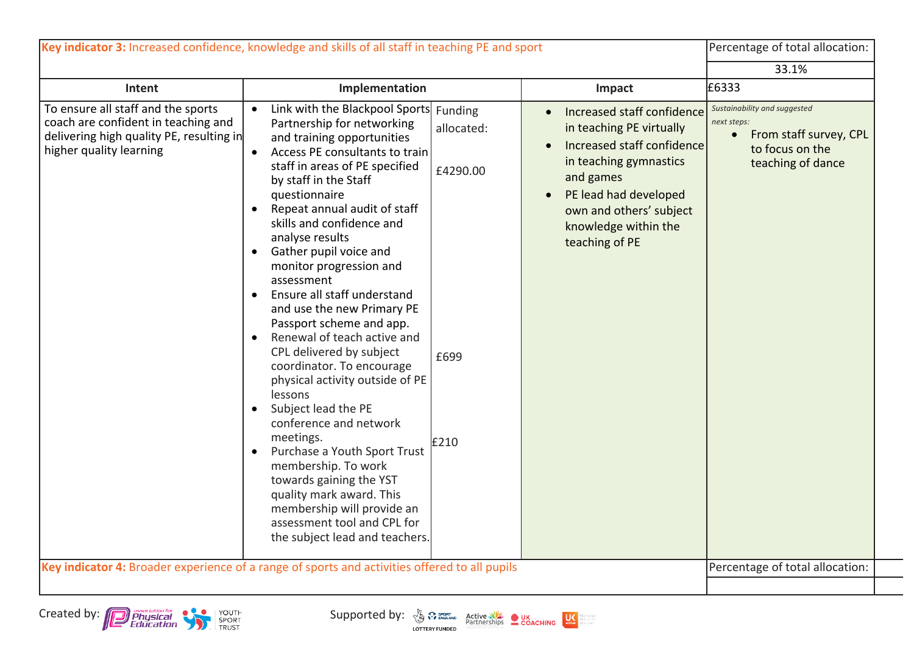| **Key indicator 3:** Increased confidence, knowledge and skills of all staff in teaching PE and sport | | | | Percentage of total allocation: |
|---|---|---|---|---|
| | | | | 33.1% |
| **Intent** | **Implementation** | | **Impact** | £6333 |
| To ensure all staff and the sports coach are confident in teaching and delivering high quality PE, resulting in higher quality learning | • Link with the Blackpool Sports Partnership for networking and training opportunities<br>• Access PE consultants to train staff in areas of PE specified by staff in the Staff questionnaire<br>• Repeat annual audit of staff skills and confidence and analyse results<br>• Gather pupil voice and monitor progression and assessment<br>• Ensure all staff understand and use the new Primary PE Passport scheme and app.<br>• Renewal of teach active and CPL delivered by subject coordinator. To encourage physical activity outside of PE lessons<br>• Subject lead the PE conference and network meetings.<br>• Purchase a Youth Sport Trust membership. To work towards gaining the YST quality mark award. This membership will provide an assessment tool and CPL for the subject lead and teachers. | Funding allocated:<br><br>£4290.00<br><br>£699<br><br>£210 | • Increased staff confidence in teaching PE virtually<br>• Increased staff confidence in teaching gymnastics and games<br>• PE lead had developed own and others' subject knowledge within the teaching of PE | *Sustainability and suggested next steps:*<br>• From staff survey, CPL to focus on the teaching of dance |
| **Key indicator 4:** Broader experience of a range of sports and activities offered to all pupils | | | | Percentage of total allocation: |
| | | | | |

Created by: association for Physical Education, Youth Sport Trust

Supported by: Sport England (Lottery Funded), Active Partnerships, UK Coaching, UK Active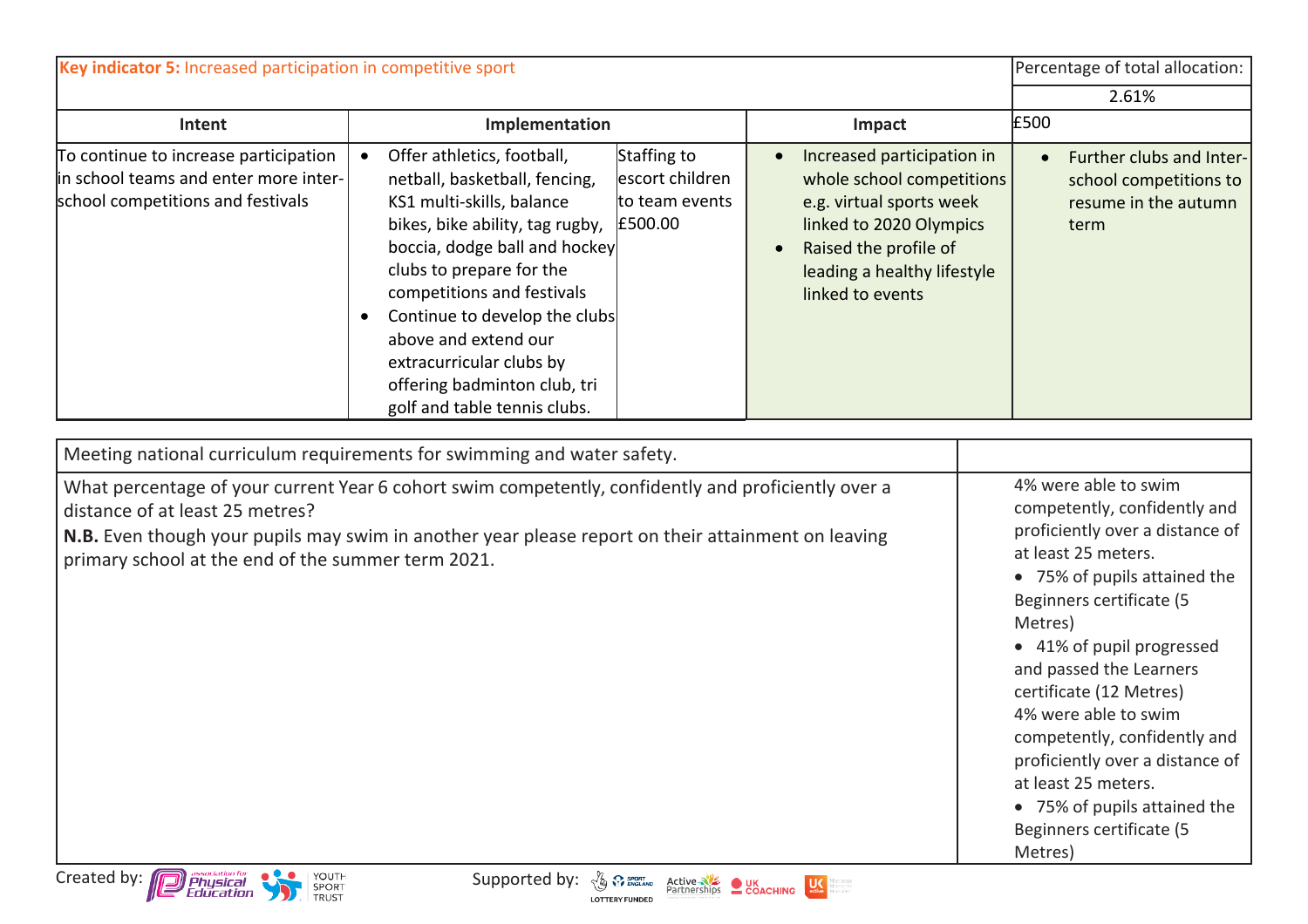| Key indicator 5: Increased participation in competitive sport | | | | Percentage of total allocation: |
|---|---|---|---|---|
| | | | | 2.61% |
| **Intent** | **Implementation** | | **Impact** | £500 |
| To continue to increase participation in school teams and enter more inter-school competitions and festivals | • Offer athletics, football, netball, basketball, fencing, KS1 multi-skills, balance bikes, bike ability, tag rugby, boccia, dodge ball and hockey clubs to prepare for the competitions and festivals<br>• Continue to develop the clubs above and extend our extracurricular clubs by offering badminton club, tri golf and table tennis clubs. | Staffing to escort children to team events £500.00 | • Increased participation in whole school competitions e.g. virtual sports week linked to 2020 Olympics<br>• Raised the profile of leading a healthy lifestyle linked to events | • Further clubs and Inter-school competitions to resume in the autumn term |

| Meeting national curriculum requirements for swimming and water safety. | |
|---|---|
| What percentage of your current Year 6 cohort swim competently, confidently and proficiently over a distance of at least 25 metres?<br>**N.B.** Even though your pupils may swim in another year please report on their attainment on leaving primary school at the end of the summer term 2021. | 4% were able to swim competently, confidently and proficiently over a distance of at least 25 meters.<br>• 75% of pupils attained the Beginners certificate (5 Metres)<br>• 41% of pupil progressed and passed the Learners certificate (12 Metres)<br>4% were able to swim competently, confidently and proficiently over a distance of at least 25 meters.<br>• 75% of pupils attained the Beginners certificate (5 Metres) |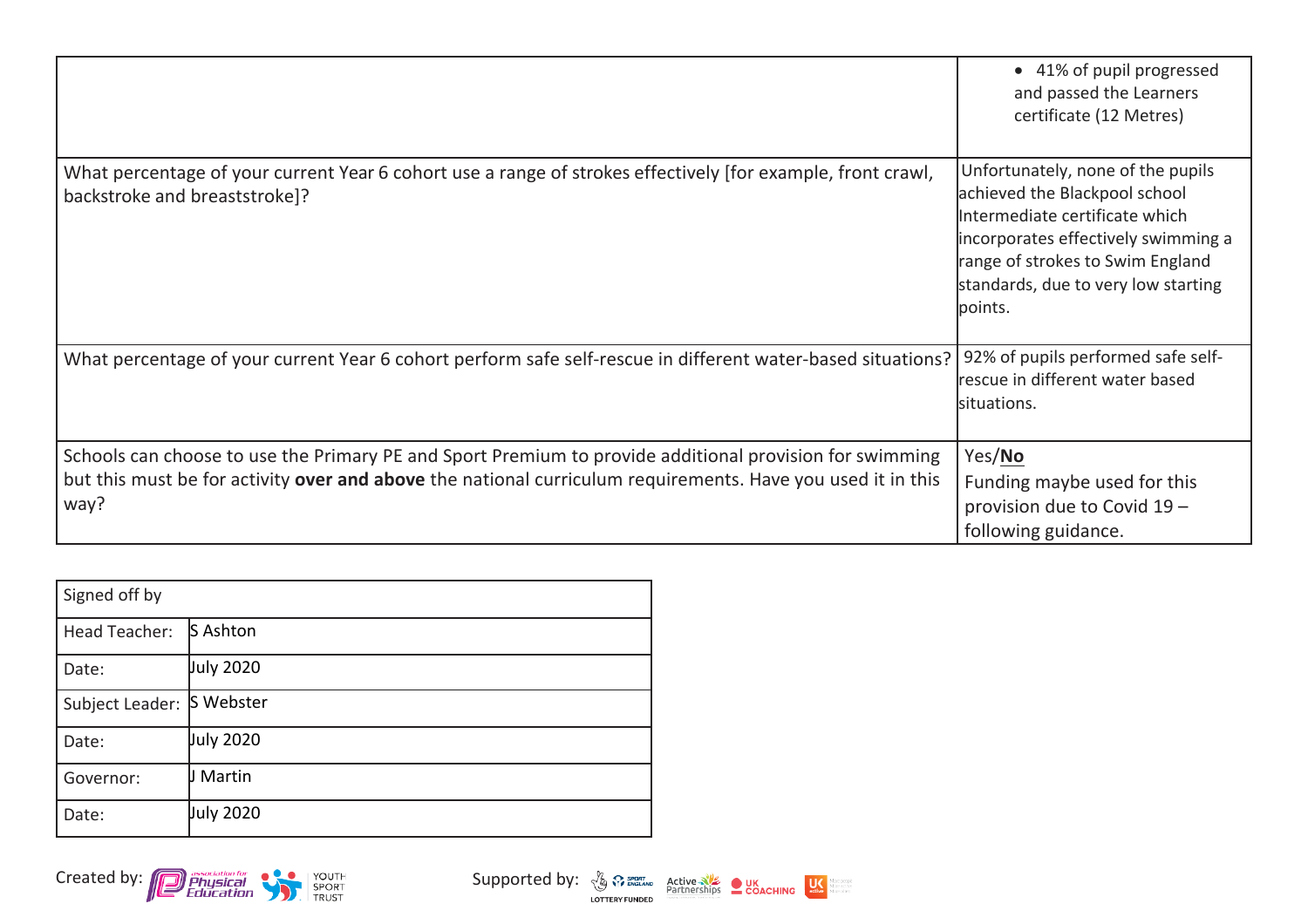| | |
|---|---|
| | • 41% of pupil progressed and passed the Learners certificate (12 Metres) |
| What percentage of your current Year 6 cohort use a range of strokes effectively [for example, front crawl, backstroke and breaststroke]? | Unfortunately, none of the pupils achieved the Blackpool school Intermediate certificate which incorporates effectively swimming a range of strokes to Swim England standards, due to very low starting points. |
| What percentage of your current Year 6 cohort perform safe self-rescue in different water-based situations? | 92% of pupils performed safe self-rescue in different water based situations. |
| Schools can choose to use the Primary PE and Sport Premium to provide additional provision for swimming but this must be for activity **over and above** the national curriculum requirements. Have you used it in this way? | Yes/**No**<br>Funding maybe used for this provision due to Covid 19 – following guidance. |

| Signed off by | |
|---|---|
| Head Teacher: | S Ashton |
| Date: | July 2020 |
| Subject Leader: | S Webster |
| Date: | July 2020 |
| Governor: | J Martin |
| Date: | July 2020 |

Created by: association for Physical Education, Youth Sport Trust

Supported by: Sport England Lottery Funded, Active Partnerships, UK Coaching, UK Active